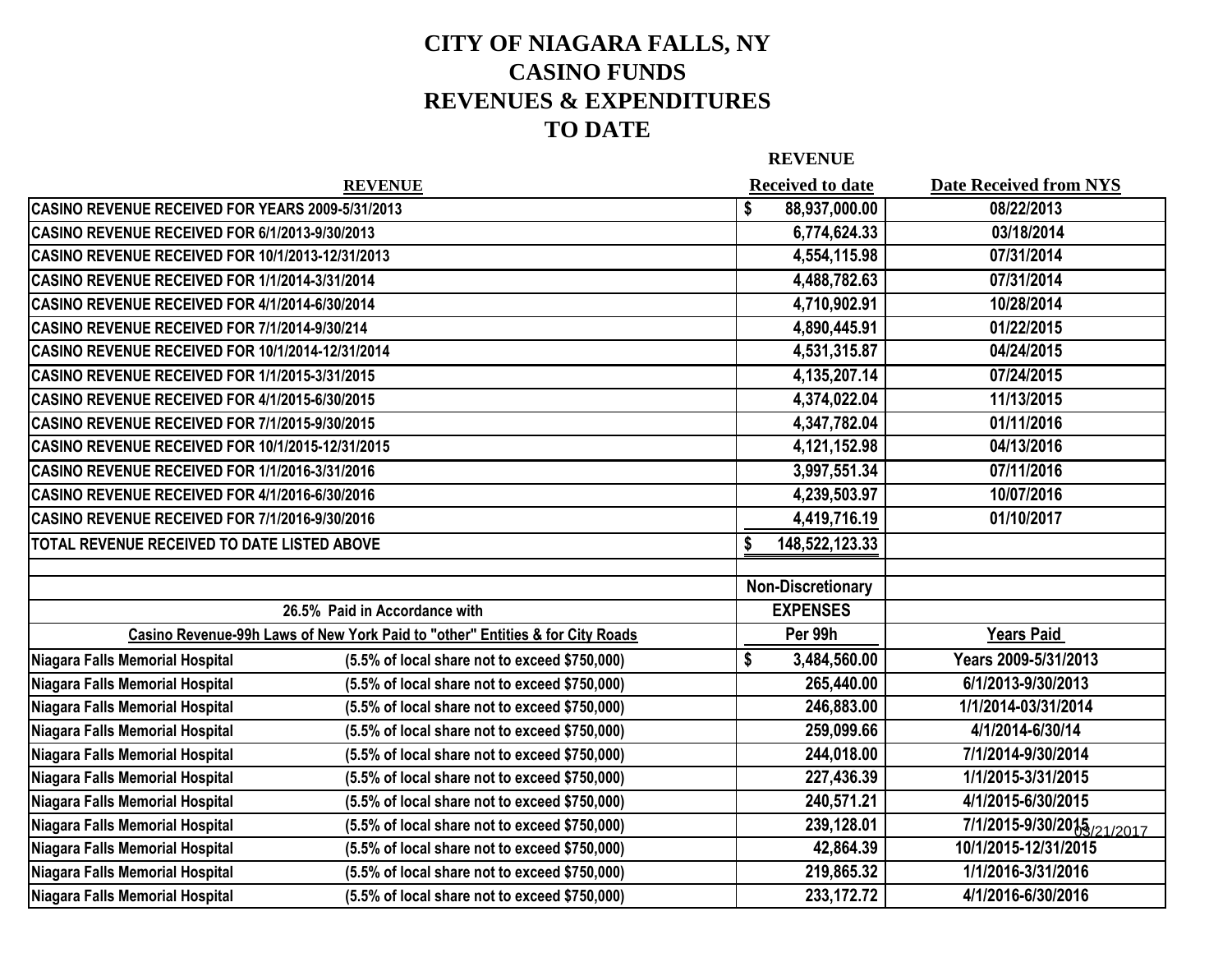# CITY OF NIAGARA FALLS, NY
# CASINO FUNDS
# REVENUES & EXPENDITURES
# TO DATE

| REVENUE | REVENUE Received to date | Date Received from NYS |
|---|---|---|
| CASINO REVENUE RECEIVED FOR YEARS 2009-5/31/2013 | $ 88,937,000.00 | 08/22/2013 |
| CASINO REVENUE RECEIVED FOR 6/1/2013-9/30/2013 | 6,774,624.33 | 03/18/2014 |
| CASINO REVENUE RECEIVED FOR 10/1/2013-12/31/2013 | 4,554,115.98 | 07/31/2014 |
| CASINO REVENUE RECEIVED FOR 1/1/2014-3/31/2014 | 4,488,782.63 | 07/31/2014 |
| CASINO REVENUE RECEIVED FOR 4/1/2014-6/30/2014 | 4,710,902.91 | 10/28/2014 |
| CASINO REVENUE RECEIVED FOR 7/1/2014-9/30/214 | 4,890,445.91 | 01/22/2015 |
| CASINO REVENUE RECEIVED FOR 10/1/2014-12/31/2014 | 4,531,315.87 | 04/24/2015 |
| CASINO REVENUE RECEIVED FOR 1/1/2015-3/31/2015 | 4,135,207.14 | 07/24/2015 |
| CASINO REVENUE RECEIVED FOR 4/1/2015-6/30/2015 | 4,374,022.04 | 11/13/2015 |
| CASINO REVENUE RECEIVED FOR 7/1/2015-9/30/2015 | 4,347,782.04 | 01/11/2016 |
| CASINO REVENUE RECEIVED FOR 10/1/2015-12/31/2015 | 4,121,152.98 | 04/13/2016 |
| CASINO REVENUE RECEIVED FOR 1/1/2016-3/31/2016 | 3,997,551.34 | 07/11/2016 |
| CASINO REVENUE RECEIVED FOR 4/1/2016-6/30/2016 | 4,239,503.97 | 10/07/2016 |
| CASINO REVENUE RECEIVED FOR 7/1/2016-9/30/2016 | 4,419,716.19 | 01/10/2017 |
| TOTAL REVENUE RECEIVED TO DATE LISTED ABOVE | $ 148,522,123.33 | |

| 26.5% Paid in Accordance with Casino Revenue-99h Laws of New York Paid to "other" Entities & for City Roads | | Non-Discretionary EXPENSES Per 99h | Years Paid |
|---|---|---|---|
| Niagara Falls Memorial Hospital | (5.5% of local share not to exceed $750,000) | $ 3,484,560.00 | Years 2009-5/31/2013 |
| Niagara Falls Memorial Hospital | (5.5% of local share not to exceed $750,000) | 265,440.00 | 6/1/2013-9/30/2013 |
| Niagara Falls Memorial Hospital | (5.5% of local share not to exceed $750,000) | 246,883.00 | 1/1/2014-03/31/2014 |
| Niagara Falls Memorial Hospital | (5.5% of local share not to exceed $750,000) | 259,099.66 | 4/1/2014-6/30/14 |
| Niagara Falls Memorial Hospital | (5.5% of local share not to exceed $750,000) | 244,018.00 | 7/1/2014-9/30/2014 |
| Niagara Falls Memorial Hospital | (5.5% of local share not to exceed $750,000) | 227,436.39 | 1/1/2015-3/31/2015 |
| Niagara Falls Memorial Hospital | (5.5% of local share not to exceed $750,000) | 240,571.21 | 4/1/2015-6/30/2015 |
| Niagara Falls Memorial Hospital | (5.5% of local share not to exceed $750,000) | 239,128.01 | 7/1/2015-9/30/2015 |
| Niagara Falls Memorial Hospital | (5.5% of local share not to exceed $750,000) | 42,864.39 | 10/1/2015-12/31/2015 |
| Niagara Falls Memorial Hospital | (5.5% of local share not to exceed $750,000) | 219,865.32 | 1/1/2016-3/31/2016 |
| Niagara Falls Memorial Hospital | (5.5% of local share not to exceed $750,000) | 233,172.72 | 4/1/2016-6/30/2016 |

03/21/2017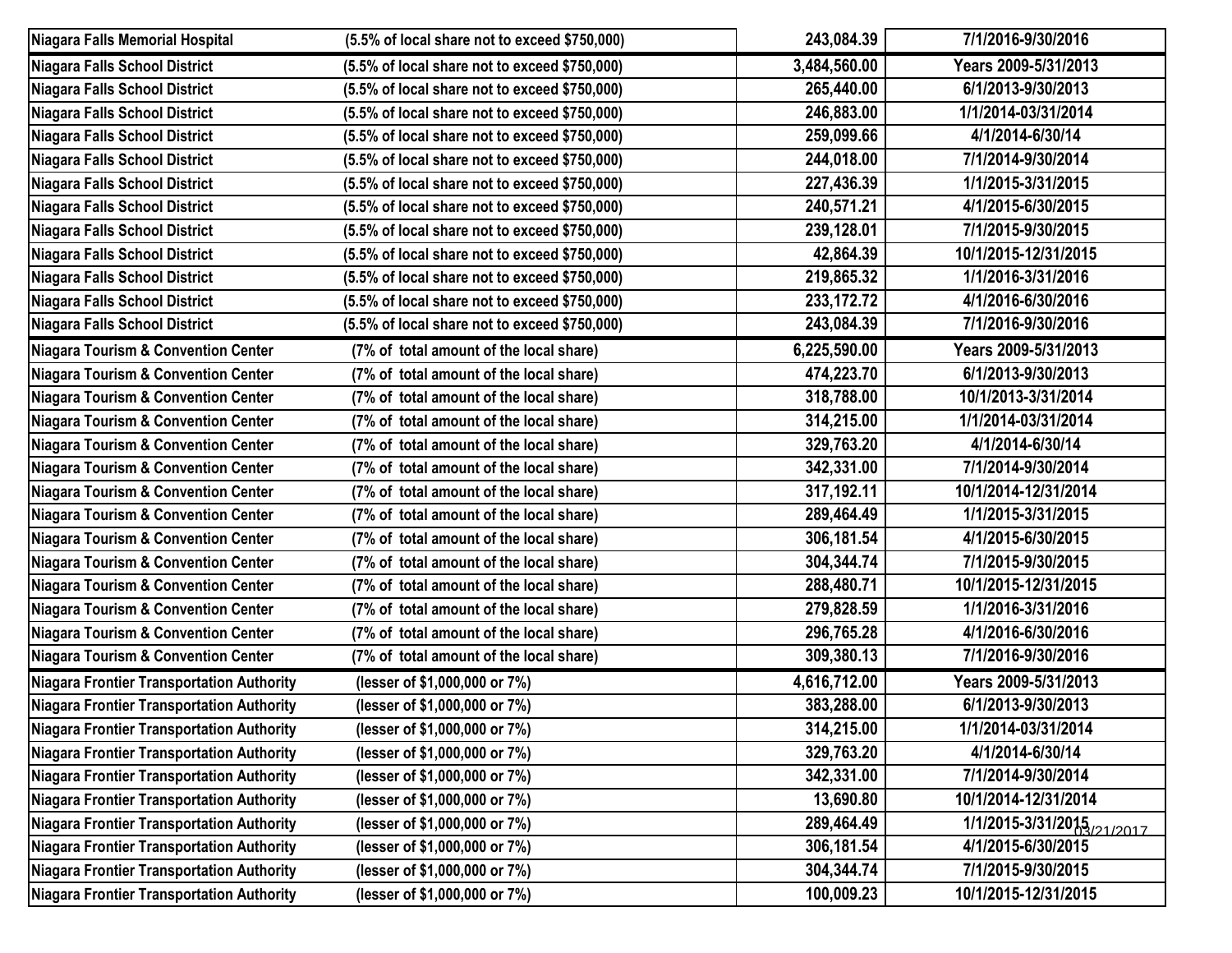| | | | |
|---|---|---|---|
| Niagara Falls Memorial Hospital | (5.5% of local share not to exceed $750,000) | 243,084.39 | 7/1/2016-9/30/2016 |
| Niagara Falls School District | (5.5% of local share not to exceed $750,000) | 3,484,560.00 | Years 2009-5/31/2013 |
| Niagara Falls School District | (5.5% of local share not to exceed $750,000) | 265,440.00 | 6/1/2013-9/30/2013 |
| Niagara Falls School District | (5.5% of local share not to exceed $750,000) | 246,883.00 | 1/1/2014-03/31/2014 |
| Niagara Falls School District | (5.5% of local share not to exceed $750,000) | 259,099.66 | 4/1/2014-6/30/14 |
| Niagara Falls School District | (5.5% of local share not to exceed $750,000) | 244,018.00 | 7/1/2014-9/30/2014 |
| Niagara Falls School District | (5.5% of local share not to exceed $750,000) | 227,436.39 | 1/1/2015-3/31/2015 |
| Niagara Falls School District | (5.5% of local share not to exceed $750,000) | 240,571.21 | 4/1/2015-6/30/2015 |
| Niagara Falls School District | (5.5% of local share not to exceed $750,000) | 239,128.01 | 7/1/2015-9/30/2015 |
| Niagara Falls School District | (5.5% of local share not to exceed $750,000) | 42,864.39 | 10/1/2015-12/31/2015 |
| Niagara Falls School District | (5.5% of local share not to exceed $750,000) | 219,865.32 | 1/1/2016-3/31/2016 |
| Niagara Falls School District | (5.5% of local share not to exceed $750,000) | 233,172.72 | 4/1/2016-6/30/2016 |
| Niagara Falls School District | (5.5% of local share not to exceed $750,000) | 243,084.39 | 7/1/2016-9/30/2016 |
| Niagara Tourism & Convention Center | (7% of total amount of the local share) | 6,225,590.00 | Years 2009-5/31/2013 |
| Niagara Tourism & Convention Center | (7% of total amount of the local share) | 474,223.70 | 6/1/2013-9/30/2013 |
| Niagara Tourism & Convention Center | (7% of total amount of the local share) | 318,788.00 | 10/1/2013-3/31/2014 |
| Niagara Tourism & Convention Center | (7% of total amount of the local share) | 314,215.00 | 1/1/2014-03/31/2014 |
| Niagara Tourism & Convention Center | (7% of total amount of the local share) | 329,763.20 | 4/1/2014-6/30/14 |
| Niagara Tourism & Convention Center | (7% of total amount of the local share) | 342,331.00 | 7/1/2014-9/30/2014 |
| Niagara Tourism & Convention Center | (7% of total amount of the local share) | 317,192.11 | 10/1/2014-12/31/2014 |
| Niagara Tourism & Convention Center | (7% of total amount of the local share) | 289,464.49 | 1/1/2015-3/31/2015 |
| Niagara Tourism & Convention Center | (7% of total amount of the local share) | 306,181.54 | 4/1/2015-6/30/2015 |
| Niagara Tourism & Convention Center | (7% of total amount of the local share) | 304,344.74 | 7/1/2015-9/30/2015 |
| Niagara Tourism & Convention Center | (7% of total amount of the local share) | 288,480.71 | 10/1/2015-12/31/2015 |
| Niagara Tourism & Convention Center | (7% of total amount of the local share) | 279,828.59 | 1/1/2016-3/31/2016 |
| Niagara Tourism & Convention Center | (7% of total amount of the local share) | 296,765.28 | 4/1/2016-6/30/2016 |
| Niagara Tourism & Convention Center | (7% of total amount of the local share) | 309,380.13 | 7/1/2016-9/30/2016 |
| Niagara Frontier Transportation Authority | (lesser of $1,000,000 or 7%) | 4,616,712.00 | Years 2009-5/31/2013 |
| Niagara Frontier Transportation Authority | (lesser of $1,000,000 or 7%) | 383,288.00 | 6/1/2013-9/30/2013 |
| Niagara Frontier Transportation Authority | (lesser of $1,000,000 or 7%) | 314,215.00 | 1/1/2014-03/31/2014 |
| Niagara Frontier Transportation Authority | (lesser of $1,000,000 or 7%) | 329,763.20 | 4/1/2014-6/30/14 |
| Niagara Frontier Transportation Authority | (lesser of $1,000,000 or 7%) | 342,331.00 | 7/1/2014-9/30/2014 |
| Niagara Frontier Transportation Authority | (lesser of $1,000,000 or 7%) | 13,690.80 | 10/1/2014-12/31/2014 |
| Niagara Frontier Transportation Authority | (lesser of $1,000,000 or 7%) | 289,464.49 | 1/1/2015-3/31/2015 |
| Niagara Frontier Transportation Authority | (lesser of $1,000,000 or 7%) | 306,181.54 | 4/1/2015-6/30/2015 |
| Niagara Frontier Transportation Authority | (lesser of $1,000,000 or 7%) | 304,344.74 | 7/1/2015-9/30/2015 |
| Niagara Frontier Transportation Authority | (lesser of $1,000,000 or 7%) | 100,009.23 | 10/1/2015-12/31/2015 |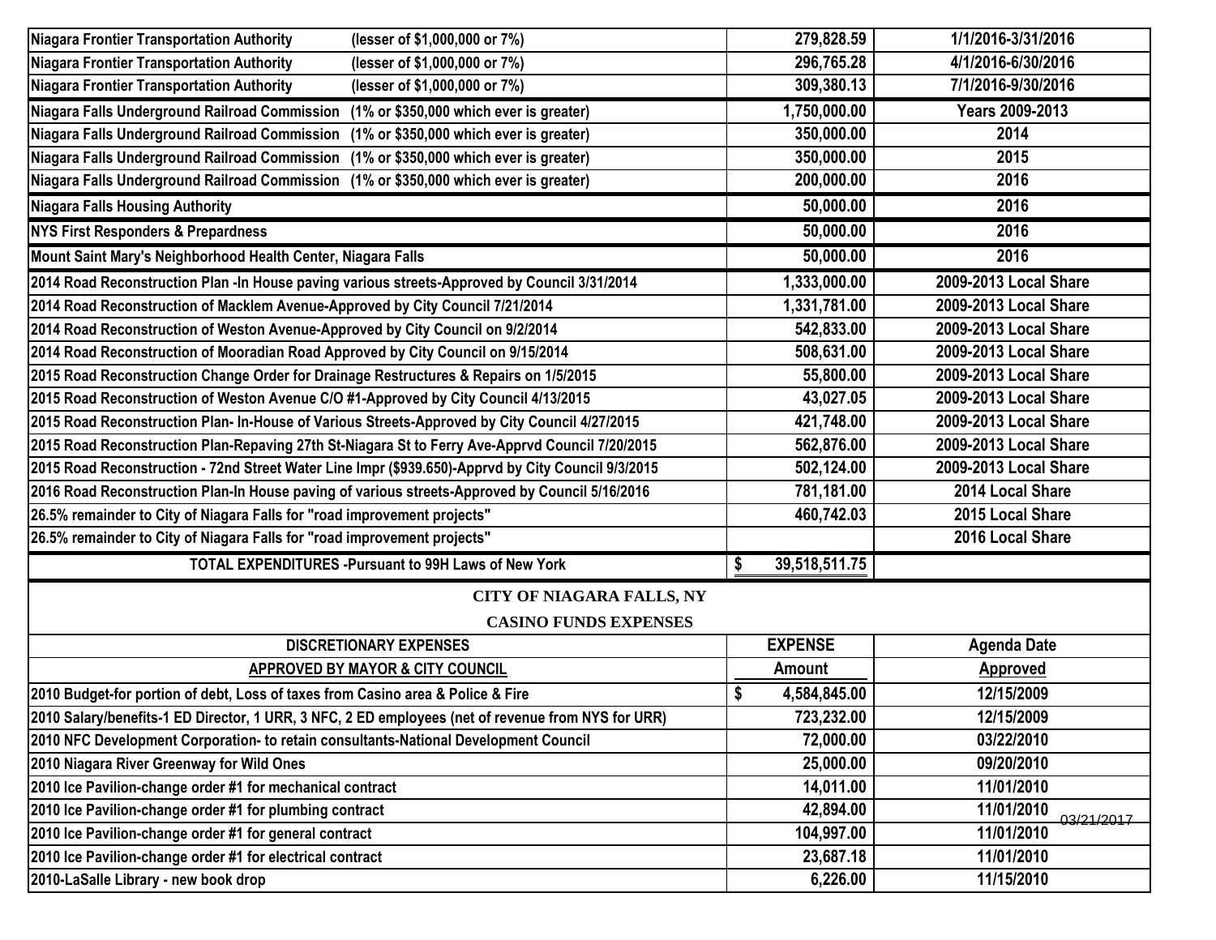| | | |
|---|---|---|
| Niagara Frontier Transportation Authority (lesser of $1,000,000 or 7%) | 279,828.59 | 1/1/2016-3/31/2016 |
| Niagara Frontier Transportation Authority (lesser of $1,000,000 or 7%) | 296,765.28 | 4/1/2016-6/30/2016 |
| Niagara Frontier Transportation Authority (lesser of $1,000,000 or 7%) | 309,380.13 | 7/1/2016-9/30/2016 |
| Niagara Falls Underground Railroad Commission (1% or $350,000 which ever is greater) | 1,750,000.00 | Years 2009-2013 |
| Niagara Falls Underground Railroad Commission (1% or $350,000 which ever is greater) | 350,000.00 | 2014 |
| Niagara Falls Underground Railroad Commission (1% or $350,000 which ever is greater) | 350,000.00 | 2015 |
| Niagara Falls Underground Railroad Commission (1% or $350,000 which ever is greater) | 200,000.00 | 2016 |
| Niagara Falls Housing Authority | 50,000.00 | 2016 |
| NYS First Responders & Prepardness | 50,000.00 | 2016 |
| Mount Saint Mary's Neighborhood Health Center, Niagara Falls | 50,000.00 | 2016 |
| 2014 Road Reconstruction Plan -In House paving various streets-Approved by Council 3/31/2014 | 1,333,000.00 | 2009-2013 Local Share |
| 2014 Road Reconstruction of Macklem Avenue-Approved by City Council 7/21/2014 | 1,331,781.00 | 2009-2013 Local Share |
| 2014 Road Reconstruction of Weston Avenue-Approved by City Council on 9/2/2014 | 542,833.00 | 2009-2013 Local Share |
| 2014 Road Reconstruction of Mooradian Road Approved by City Council on 9/15/2014 | 508,631.00 | 2009-2013 Local Share |
| 2015 Road Reconstruction Change Order for Drainage Restructures & Repairs on 1/5/2015 | 55,800.00 | 2009-2013 Local Share |
| 2015 Road Reconstruction of Weston Avenue C/O #1-Approved by City Council 4/13/2015 | 43,027.05 | 2009-2013 Local Share |
| 2015 Road Reconstruction Plan- In-House of Various Streets-Approved by City Council 4/27/2015 | 421,748.00 | 2009-2013 Local Share |
| 2015 Road Reconstruction Plan-Repaving 27th St-Niagara St to Ferry Ave-Apprvd Council 7/20/2015 | 562,876.00 | 2009-2013 Local Share |
| 2015 Road Reconstruction - 72nd Street Water Line Impr ($939.650)-Apprvd by City Council 9/3/2015 | 502,124.00 | 2009-2013 Local Share |
| 2016 Road Reconstruction Plan-In House paving of various streets-Approved by Council 5/16/2016 | 781,181.00 | 2014 Local Share |
| 26.5% remainder to City of Niagara Falls for "road improvement projects" | 460,742.03 | 2015 Local Share |
| 26.5% remainder to City of Niagara Falls for "road improvement projects" | | 2016 Local Share |
| **TOTAL EXPENDITURES -Pursuant to 99H Laws of New York** | $ 39,518,511.75 | |

## CITY OF NIAGARA FALLS, NY

## CASINO FUNDS EXPENSES

| DISCRETIONARY EXPENSES<br>APPROVED BY MAYOR & CITY COUNCIL | EXPENSE<br>Amount | Agenda Date<br>Approved |
|---|---|---|
| 2010 Budget-for portion of debt, Loss of taxes from Casino area & Police & Fire | $ 4,584,845.00 | 12/15/2009 |
| 2010 Salary/benefits-1 ED Director, 1 URR, 3 NFC, 2 ED employees (net of revenue from NYS for URR) | 723,232.00 | 12/15/2009 |
| 2010 NFC Development Corporation- to retain consultants-National Development Council | 72,000.00 | 03/22/2010 |
| 2010 Niagara River Greenway for Wild Ones | 25,000.00 | 09/20/2010 |
| 2010 Ice Pavilion-change order #1 for mechanical contract | 14,011.00 | 11/01/2010 |
| 2010 Ice Pavilion-change order #1 for plumbing contract | 42,894.00 | 11/01/2010 |
| 2010 Ice Pavilion-change order #1 for general contract | 104,997.00 | 11/01/2010 |
| 2010 Ice Pavilion-change order #1 for electrical contract | 23,687.18 | 11/01/2010 |
| 2010-LaSalle Library - new book drop | 6,226.00 | 11/15/2010 |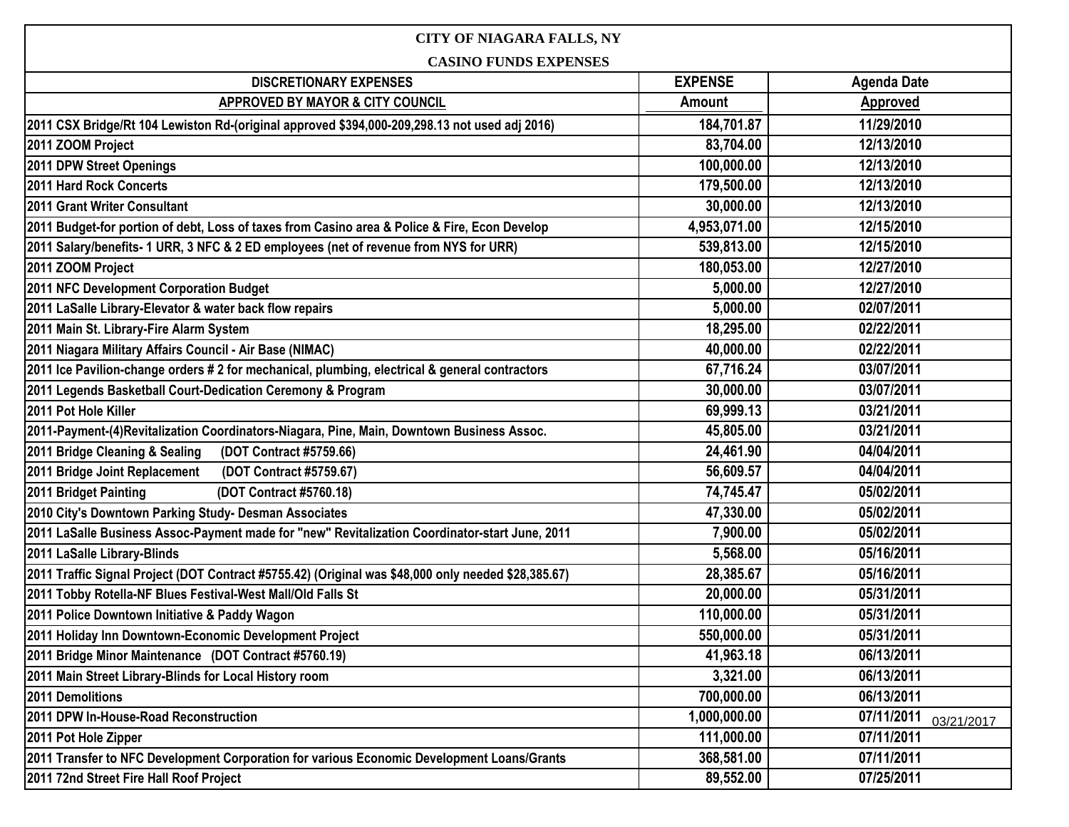# CITY OF NIAGARA FALLS, NY

## CASINO FUNDS EXPENSES

| DISCRETIONARY EXPENSES | EXPENSE | Agenda Date |
|---|---|---|
| APPROVED BY MAYOR & CITY COUNCIL | Amount | Approved |
| 2011 CSX Bridge/Rt 104 Lewiston Rd-(original approved $394,000-209,298.13 not used adj 2016) | 184,701.87 | 11/29/2010 |
| 2011 ZOOM Project | 83,704.00 | 12/13/2010 |
| 2011 DPW Street Openings | 100,000.00 | 12/13/2010 |
| 2011 Hard Rock Concerts | 179,500.00 | 12/13/2010 |
| 2011 Grant Writer Consultant | 30,000.00 | 12/13/2010 |
| 2011 Budget-for portion of debt, Loss of taxes from Casino area & Police & Fire, Econ Develop | 4,953,071.00 | 12/15/2010 |
| 2011 Salary/benefits- 1 URR, 3 NFC & 2 ED employees (net of revenue from NYS for URR) | 539,813.00 | 12/15/2010 |
| 2011 ZOOM Project | 180,053.00 | 12/27/2010 |
| 2011 NFC Development Corporation Budget | 5,000.00 | 12/27/2010 |
| 2011 LaSalle Library-Elevator & water back flow repairs | 5,000.00 | 02/07/2011 |
| 2011 Main St. Library-Fire Alarm System | 18,295.00 | 02/22/2011 |
| 2011 Niagara Military Affairs Council - Air Base (NIMAC) | 40,000.00 | 02/22/2011 |
| 2011 Ice Pavilion-change orders # 2 for mechanical, plumbing, electrical & general contractors | 67,716.24 | 03/07/2011 |
| 2011 Legends Basketball Court-Dedication Ceremony & Program | 30,000.00 | 03/07/2011 |
| 2011 Pot Hole Killer | 69,999.13 | 03/21/2011 |
| 2011-Payment-(4)Revitalization Coordinators-Niagara, Pine, Main, Downtown Business Assoc. | 45,805.00 | 03/21/2011 |
| 2011 Bridge Cleaning & Sealing (DOT Contract #5759.66) | 24,461.90 | 04/04/2011 |
| 2011 Bridge Joint Replacement (DOT Contract #5759.67) | 56,609.57 | 04/04/2011 |
| 2011 Bridget Painting (DOT Contract #5760.18) | 74,745.47 | 05/02/2011 |
| 2010 City's Downtown Parking Study- Desman Associates | 47,330.00 | 05/02/2011 |
| 2011 LaSalle Business Assoc-Payment made for "new" Revitalization Coordinator-start June, 2011 | 7,900.00 | 05/02/2011 |
| 2011 LaSalle Library-Blinds | 5,568.00 | 05/16/2011 |
| 2011 Traffic Signal Project (DOT Contract #5755.42) (Original was $48,000 only needed $28,385.67) | 28,385.67 | 05/16/2011 |
| 2011 Tobby Rotella-NF Blues Festival-West Mall/Old Falls St | 20,000.00 | 05/31/2011 |
| 2011 Police Downtown Initiative & Paddy Wagon | 110,000.00 | 05/31/2011 |
| 2011 Holiday Inn Downtown-Economic Development Project | 550,000.00 | 05/31/2011 |
| 2011 Bridge Minor Maintenance (DOT Contract #5760.19) | 41,963.18 | 06/13/2011 |
| 2011 Main Street Library-Blinds for Local History room | 3,321.00 | 06/13/2011 |
| 2011 Demolitions | 700,000.00 | 06/13/2011 |
| 2011 DPW In-House-Road Reconstruction | 1,000,000.00 | 07/11/2011 03/21/2017 |
| 2011 Pot Hole Zipper | 111,000.00 | 07/11/2011 |
| 2011 Transfer to NFC Development Corporation for various Economic Development Loans/Grants | 368,581.00 | 07/11/2011 |
| 2011 72nd Street Fire Hall Roof Project | 89,552.00 | 07/25/2011 |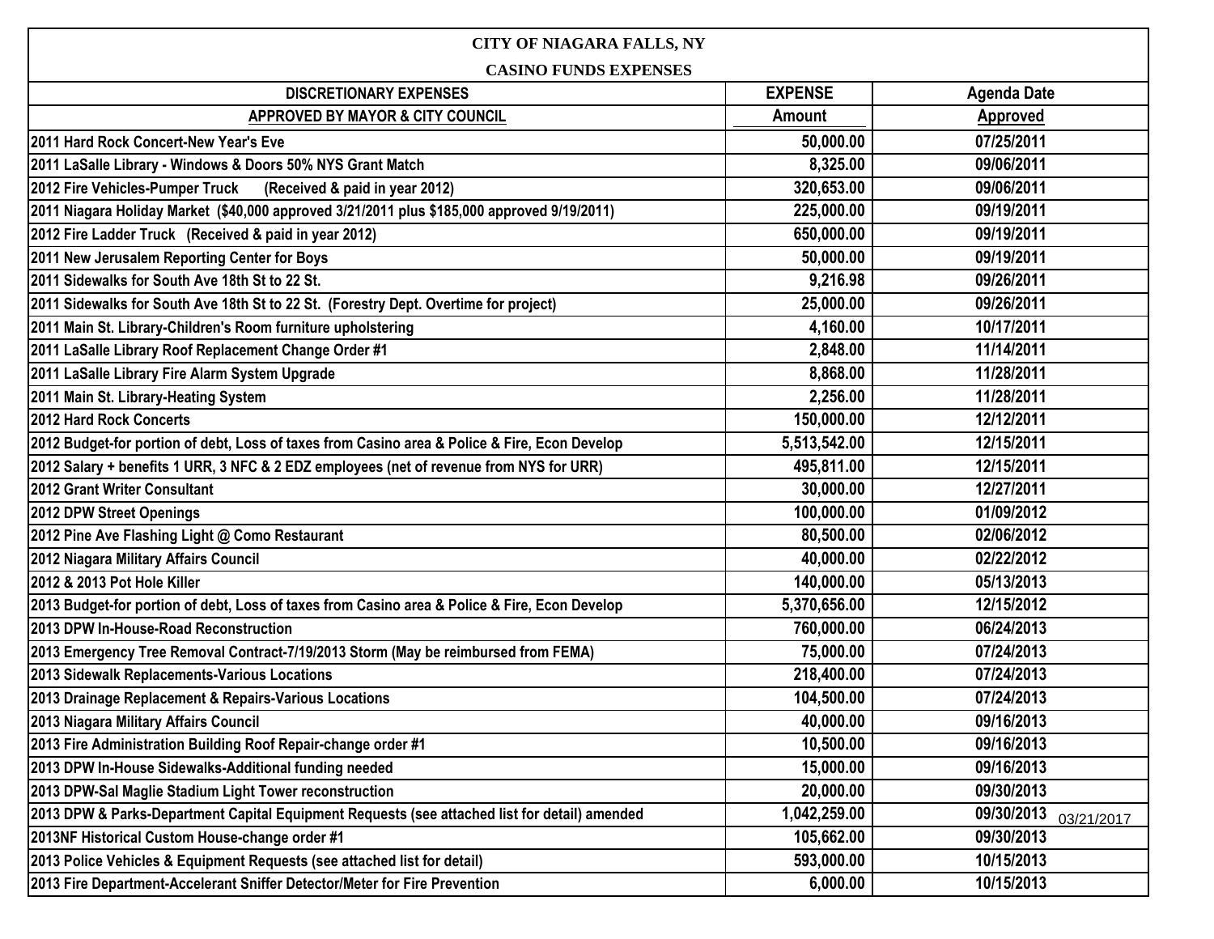# CITY OF NIAGARA FALLS, NY

## CASINO FUNDS EXPENSES

| DISCRETIONARY EXPENSES APPROVED BY MAYOR & CITY COUNCIL | EXPENSE Amount | Agenda Date Approved |
|---|---|---|
| 2011 Hard Rock Concert-New Year's Eve | 50,000.00 | 07/25/2011 |
| 2011 LaSalle Library - Windows & Doors 50% NYS Grant Match | 8,325.00 | 09/06/2011 |
| 2012 Fire Vehicles-Pumper Truck (Received & paid in year 2012) | 320,653.00 | 09/06/2011 |
| 2011 Niagara Holiday Market ($40,000 approved 3/21/2011 plus $185,000 approved 9/19/2011) | 225,000.00 | 09/19/2011 |
| 2012 Fire Ladder Truck (Received & paid in year 2012) | 650,000.00 | 09/19/2011 |
| 2011 New Jerusalem Reporting Center for Boys | 50,000.00 | 09/19/2011 |
| 2011 Sidewalks for South Ave 18th St to 22 St. | 9,216.98 | 09/26/2011 |
| 2011 Sidewalks for South Ave 18th St to 22 St. (Forestry Dept. Overtime for project) | 25,000.00 | 09/26/2011 |
| 2011 Main St. Library-Children's Room furniture upholstering | 4,160.00 | 10/17/2011 |
| 2011 LaSalle Library Roof Replacement Change Order #1 | 2,848.00 | 11/14/2011 |
| 2011 LaSalle Library Fire Alarm System Upgrade | 8,868.00 | 11/28/2011 |
| 2011 Main St. Library-Heating System | 2,256.00 | 11/28/2011 |
| 2012 Hard Rock Concerts | 150,000.00 | 12/12/2011 |
| 2012 Budget-for portion of debt, Loss of taxes from Casino area & Police & Fire, Econ Develop | 5,513,542.00 | 12/15/2011 |
| 2012 Salary + benefits 1 URR, 3 NFC & 2 EDZ employees (net of revenue from NYS for URR) | 495,811.00 | 12/15/2011 |
| 2012 Grant Writer Consultant | 30,000.00 | 12/27/2011 |
| 2012 DPW Street Openings | 100,000.00 | 01/09/2012 |
| 2012 Pine Ave Flashing Light @ Como Restaurant | 80,500.00 | 02/06/2012 |
| 2012 Niagara Military Affairs Council | 40,000.00 | 02/22/2012 |
| 2012 & 2013 Pot Hole Killer | 140,000.00 | 05/13/2013 |
| 2013 Budget-for portion of debt, Loss of taxes from Casino area & Police & Fire, Econ Develop | 5,370,656.00 | 12/15/2012 |
| 2013 DPW In-House-Road Reconstruction | 760,000.00 | 06/24/2013 |
| 2013 Emergency Tree Removal Contract-7/19/2013 Storm (May be reimbursed from FEMA) | 75,000.00 | 07/24/2013 |
| 2013 Sidewalk Replacements-Various Locations | 218,400.00 | 07/24/2013 |
| 2013 Drainage Replacement & Repairs-Various Locations | 104,500.00 | 07/24/2013 |
| 2013 Niagara Military Affairs Council | 40,000.00 | 09/16/2013 |
| 2013 Fire Administration Building Roof Repair-change order #1 | 10,500.00 | 09/16/2013 |
| 2013 DPW In-House Sidewalks-Additional funding needed | 15,000.00 | 09/16/2013 |
| 2013 DPW-Sal Maglie Stadium Light Tower reconstruction | 20,000.00 | 09/30/2013 |
| 2013 DPW & Parks-Department Capital Equipment Requests (see attached list for detail) amended | 1,042,259.00 | 09/30/2013 03/21/2017 |
| 2013NF Historical Custom House-change order #1 | 105,662.00 | 09/30/2013 |
| 2013 Police Vehicles & Equipment Requests (see attached list for detail) | 593,000.00 | 10/15/2013 |
| 2013 Fire Department-Accelerant Sniffer Detector/Meter for Fire Prevention | 6,000.00 | 10/15/2013 |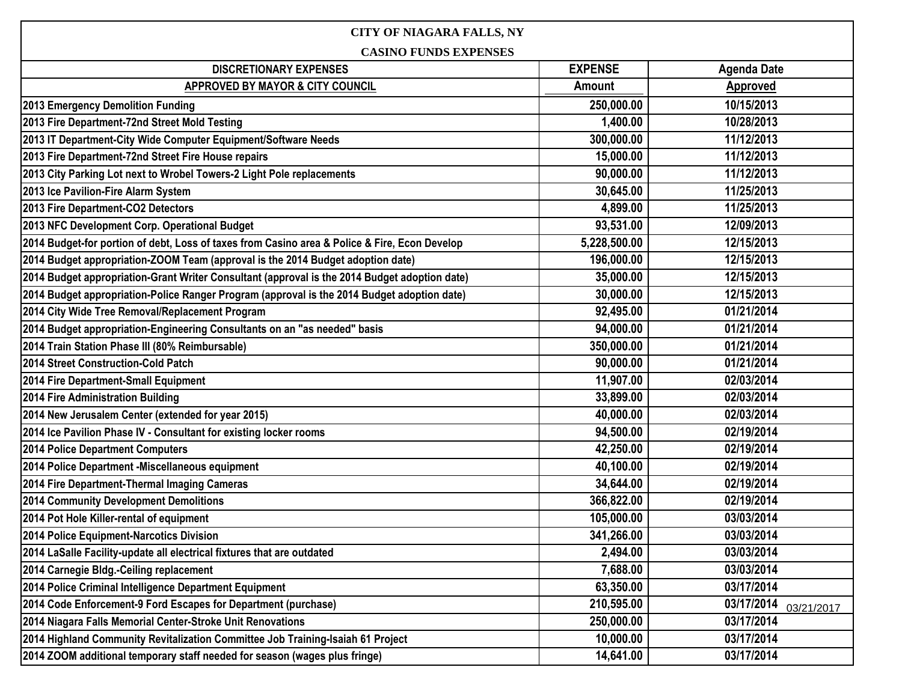# CITY OF NIAGARA FALLS, NY

## CASINO FUNDS EXPENSES

| DISCRETIONARY EXPENSES<br>APPROVED BY MAYOR & CITY COUNCIL | EXPENSE<br>Amount | Agenda Date<br>Approved |
|---|---|---|
| 2013 Emergency Demolition Funding | 250,000.00 | 10/15/2013 |
| 2013 Fire Department-72nd Street Mold Testing | 1,400.00 | 10/28/2013 |
| 2013 IT Department-City Wide Computer Equipment/Software Needs | 300,000.00 | 11/12/2013 |
| 2013 Fire Department-72nd Street Fire House repairs | 15,000.00 | 11/12/2013 |
| 2013 City Parking Lot next to Wrobel Towers-2 Light Pole replacements | 90,000.00 | 11/12/2013 |
| 2013 Ice Pavilion-Fire Alarm System | 30,645.00 | 11/25/2013 |
| 2013 Fire Department-CO2 Detectors | 4,899.00 | 11/25/2013 |
| 2013 NFC Development Corp. Operational Budget | 93,531.00 | 12/09/2013 |
| 2014 Budget-for portion of debt, Loss of taxes from Casino area & Police & Fire, Econ Develop | 5,228,500.00 | 12/15/2013 |
| 2014 Budget appropriation-ZOOM Team (approval is the 2014 Budget adoption date) | 196,000.00 | 12/15/2013 |
| 2014 Budget appropriation-Grant Writer Consultant (approval is the 2014 Budget adoption date) | 35,000.00 | 12/15/2013 |
| 2014 Budget appropriation-Police Ranger Program (approval is the 2014 Budget adoption date) | 30,000.00 | 12/15/2013 |
| 2014 City Wide Tree Removal/Replacement Program | 92,495.00 | 01/21/2014 |
| 2014 Budget appropriation-Engineering Consultants on an "as needed" basis | 94,000.00 | 01/21/2014 |
| 2014 Train Station Phase III (80% Reimbursable) | 350,000.00 | 01/21/2014 |
| 2014 Street Construction-Cold Patch | 90,000.00 | 01/21/2014 |
| 2014 Fire Department-Small Equipment | 11,907.00 | 02/03/2014 |
| 2014 Fire Administration Building | 33,899.00 | 02/03/2014 |
| 2014 New Jerusalem Center (extended for year 2015) | 40,000.00 | 02/03/2014 |
| 2014 Ice Pavilion Phase IV - Consultant for existing locker rooms | 94,500.00 | 02/19/2014 |
| 2014 Police Department Computers | 42,250.00 | 02/19/2014 |
| 2014 Police Department -Miscellaneous equipment | 40,100.00 | 02/19/2014 |
| 2014 Fire Department-Thermal Imaging Cameras | 34,644.00 | 02/19/2014 |
| 2014 Community Development Demolitions | 366,822.00 | 02/19/2014 |
| 2014 Pot Hole Killer-rental of equipment | 105,000.00 | 03/03/2014 |
| 2014 Police Equipment-Narcotics Division | 341,266.00 | 03/03/2014 |
| 2014 LaSalle Facility-update all electrical fixtures that are outdated | 2,494.00 | 03/03/2014 |
| 2014 Carnegie Bldg.-Ceiling replacement | 7,688.00 | 03/03/2014 |
| 2014 Police Criminal Intelligence Department Equipment | 63,350.00 | 03/17/2014 |
| 2014 Code Enforcement-9 Ford Escapes for Department (purchase) | 210,595.00 | 03/17/2014 |
| 2014 Niagara Falls Memorial Center-Stroke Unit Renovations | 250,000.00 | 03/17/2014 |
| 2014 Highland Community Revitalization Committee Job Training-Isaiah 61 Project | 10,000.00 | 03/17/2014 |
| 2014 ZOOM additional temporary staff needed for season (wages plus fringe) | 14,641.00 | 03/17/2014 |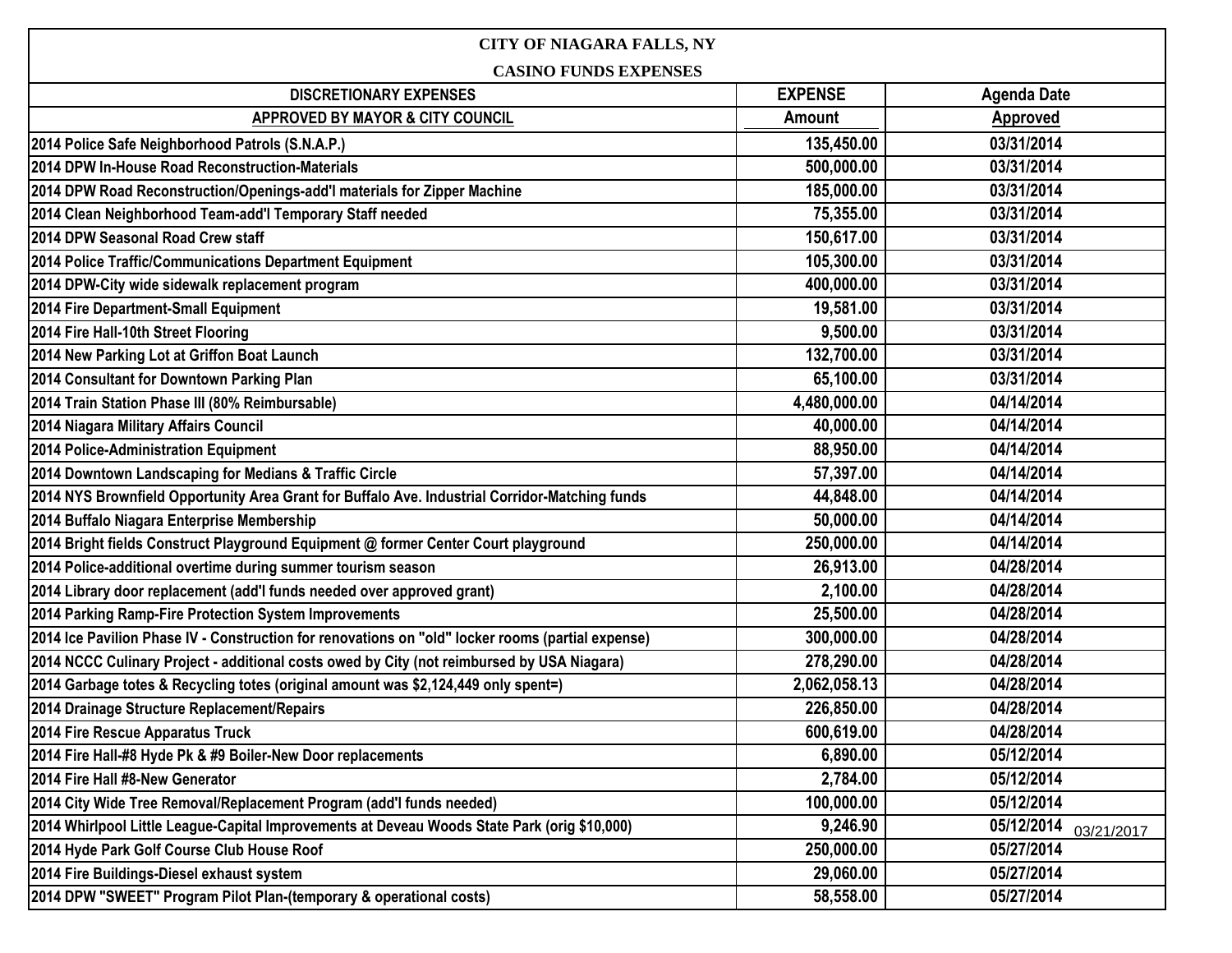**CITY OF NIAGARA FALLS, NY**

**CASINO FUNDS EXPENSES**

| DISCRETIONARY EXPENSES APPROVED BY MAYOR & CITY COUNCIL | EXPENSE Amount | Agenda Date Approved |
|---|---|---|
| 2014 Police Safe Neighborhood Patrols (S.N.A.P.) | 135,450.00 | 03/31/2014 |
| 2014 DPW In-House Road Reconstruction-Materials | 500,000.00 | 03/31/2014 |
| 2014 DPW Road Reconstruction/Openings-add'l materials for Zipper Machine | 185,000.00 | 03/31/2014 |
| 2014 Clean Neighborhood Team-add'l Temporary Staff needed | 75,355.00 | 03/31/2014 |
| 2014 DPW Seasonal Road Crew staff | 150,617.00 | 03/31/2014 |
| 2014 Police Traffic/Communications Department Equipment | 105,300.00 | 03/31/2014 |
| 2014 DPW-City wide sidewalk replacement program | 400,000.00 | 03/31/2014 |
| 2014 Fire Department-Small Equipment | 19,581.00 | 03/31/2014 |
| 2014 Fire Hall-10th Street Flooring | 9,500.00 | 03/31/2014 |
| 2014 New Parking Lot at Griffon Boat Launch | 132,700.00 | 03/31/2014 |
| 2014 Consultant for Downtown Parking Plan | 65,100.00 | 03/31/2014 |
| 2014 Train Station Phase III (80% Reimbursable) | 4,480,000.00 | 04/14/2014 |
| 2014 Niagara Military Affairs Council | 40,000.00 | 04/14/2014 |
| 2014 Police-Administration Equipment | 88,950.00 | 04/14/2014 |
| 2014 Downtown Landscaping for Medians & Traffic Circle | 57,397.00 | 04/14/2014 |
| 2014 NYS Brownfield Opportunity Area Grant for Buffalo Ave. Industrial Corridor-Matching funds | 44,848.00 | 04/14/2014 |
| 2014 Buffalo Niagara Enterprise Membership | 50,000.00 | 04/14/2014 |
| 2014 Bright fields Construct Playground Equipment @ former Center Court playground | 250,000.00 | 04/14/2014 |
| 2014 Police-additional overtime during summer tourism season | 26,913.00 | 04/28/2014 |
| 2014 Library door replacement (add'l funds needed over approved grant) | 2,100.00 | 04/28/2014 |
| 2014 Parking Ramp-Fire Protection System Improvements | 25,500.00 | 04/28/2014 |
| 2014 Ice Pavilion Phase IV - Construction for renovations on "old" locker rooms (partial expense) | 300,000.00 | 04/28/2014 |
| 2014 NCCC Culinary Project - additional costs owed by City (not reimbursed by USA Niagara) | 278,290.00 | 04/28/2014 |
| 2014 Garbage totes & Recycling totes (original amount was $2,124,449 only spent=) | 2,062,058.13 | 04/28/2014 |
| 2014 Drainage Structure Replacement/Repairs | 226,850.00 | 04/28/2014 |
| 2014 Fire Rescue Apparatus Truck | 600,619.00 | 04/28/2014 |
| 2014 Fire Hall-#8 Hyde Pk & #9 Boiler-New Door replacements | 6,890.00 | 05/12/2014 |
| 2014 Fire Hall #8-New Generator | 2,784.00 | 05/12/2014 |
| 2014 City Wide Tree Removal/Replacement Program (add'l funds needed) | 100,000.00 | 05/12/2014 |
| 2014 Whirlpool Little League-Capital Improvements at Deveau Woods State Park (orig $10,000) | 9,246.90 | 05/12/2014 03/21/2017 |
| 2014 Hyde Park Golf Course Club House Roof | 250,000.00 | 05/27/2014 |
| 2014 Fire Buildings-Diesel exhaust system | 29,060.00 | 05/27/2014 |
| 2014 DPW "SWEET" Program Pilot Plan-(temporary & operational costs) | 58,558.00 | 05/27/2014 |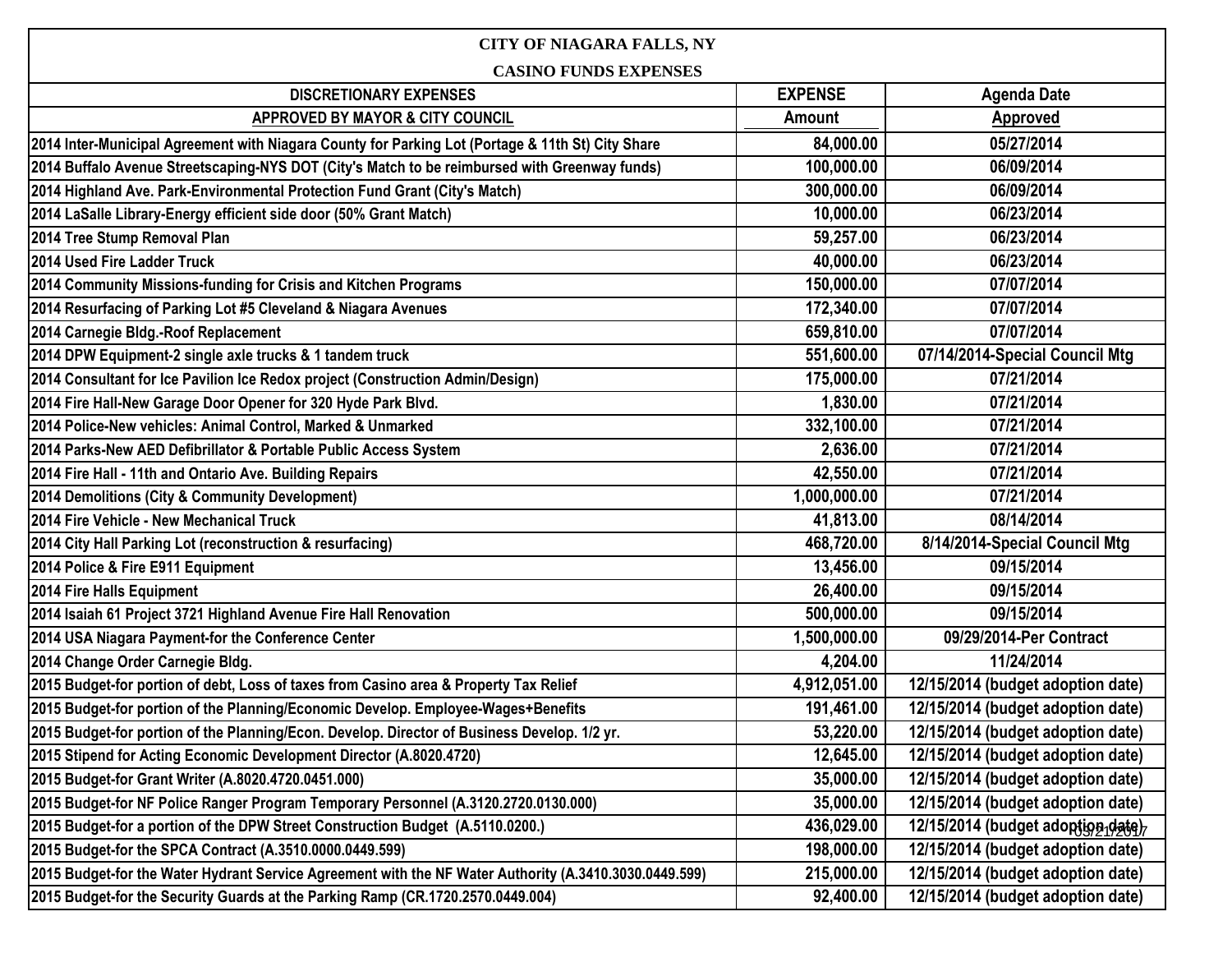| CITY OF NIAGARA FALLS, NY<br>CASINO FUNDS EXPENSES | | |
|---|---|---|
| **DISCRETIONARY EXPENSES** | **EXPENSE** | **Agenda Date** |
| **APPROVED BY MAYOR & CITY COUNCIL** | **Amount** | **Approved** |
| 2014 Inter-Municipal Agreement with Niagara County for Parking Lot (Portage & 11th St) City Share | 84,000.00 | 05/27/2014 |
| 2014 Buffalo Avenue Streetscaping-NYS DOT (City's Match to be reimbursed with Greenway funds) | 100,000.00 | 06/09/2014 |
| 2014 Highland Ave. Park-Environmental Protection Fund Grant (City's Match) | 300,000.00 | 06/09/2014 |
| 2014 LaSalle Library-Energy efficient side door (50% Grant Match) | 10,000.00 | 06/23/2014 |
| 2014 Tree Stump Removal Plan | 59,257.00 | 06/23/2014 |
| 2014 Used Fire Ladder Truck | 40,000.00 | 06/23/2014 |
| 2014 Community Missions-funding for Crisis and Kitchen Programs | 150,000.00 | 07/07/2014 |
| 2014 Resurfacing of Parking Lot #5 Cleveland & Niagara Avenues | 172,340.00 | 07/07/2014 |
| 2014 Carnegie Bldg.-Roof Replacement | 659,810.00 | 07/07/2014 |
| 2014 DPW Equipment-2 single axle trucks & 1 tandem truck | 551,600.00 | 07/14/2014-Special Council Mtg |
| 2014 Consultant for Ice Pavilion Ice Redox project (Construction Admin/Design) | 175,000.00 | 07/21/2014 |
| 2014 Fire Hall-New Garage Door Opener for 320 Hyde Park Blvd. | 1,830.00 | 07/21/2014 |
| 2014 Police-New vehicles: Animal Control, Marked & Unmarked | 332,100.00 | 07/21/2014 |
| 2014 Parks-New AED Defibrillator & Portable Public Access System | 2,636.00 | 07/21/2014 |
| 2014 Fire Hall - 11th and Ontario Ave. Building Repairs | 42,550.00 | 07/21/2014 |
| 2014 Demolitions (City & Community Development) | 1,000,000.00 | 07/21/2014 |
| 2014 Fire Vehicle - New Mechanical Truck | 41,813.00 | 08/14/2014 |
| 2014 City Hall Parking Lot (reconstruction & resurfacing) | 468,720.00 | 8/14/2014-Special Council Mtg |
| 2014 Police & Fire E911 Equipment | 13,456.00 | 09/15/2014 |
| 2014 Fire Halls Equipment | 26,400.00 | 09/15/2014 |
| 2014 Isaiah 61 Project 3721 Highland Avenue Fire Hall Renovation | 500,000.00 | 09/15/2014 |
| 2014 USA Niagara Payment-for the Conference Center | 1,500,000.00 | 09/29/2014-Per Contract |
| 2014 Change Order Carnegie Bldg. | 4,204.00 | 11/24/2014 |
| 2015 Budget-for portion of debt, Loss of taxes from Casino area & Property Tax Relief | 4,912,051.00 | 12/15/2014 (budget adoption date) |
| 2015 Budget-for portion of the Planning/Economic Develop. Employee-Wages+Benefits | 191,461.00 | 12/15/2014 (budget adoption date) |
| 2015 Budget-for portion of the Planning/Econ. Develop. Director of Business Develop. 1/2 yr. | 53,220.00 | 12/15/2014 (budget adoption date) |
| 2015 Stipend for Acting Economic Development Director (A.8020.4720) | 12,645.00 | 12/15/2014 (budget adoption date) |
| 2015 Budget-for Grant Writer (A.8020.4720.0451.000) | 35,000.00 | 12/15/2014 (budget adoption date) |
| 2015 Budget-for NF Police Ranger Program Temporary Personnel (A.3120.2720.0130.000) | 35,000.00 | 12/15/2014 (budget adoption date) |
| 2015 Budget-for a portion of the DPW Street Construction Budget (A.5110.0200.) | 436,029.00 | 12/15/2014 (budget adoption date) |
| 2015 Budget-for the SPCA Contract (A.3510.0000.0449.599) | 198,000.00 | 12/15/2014 (budget adoption date) |
| 2015 Budget-for the Water Hydrant Service Agreement with the NF Water Authority (A.3410.3030.0449.599) | 215,000.00 | 12/15/2014 (budget adoption date) |
| 2015 Budget-for the Security Guards at the Parking Ramp (CR.1720.2570.0449.004) | 92,400.00 | 12/15/2014 (budget adoption date) |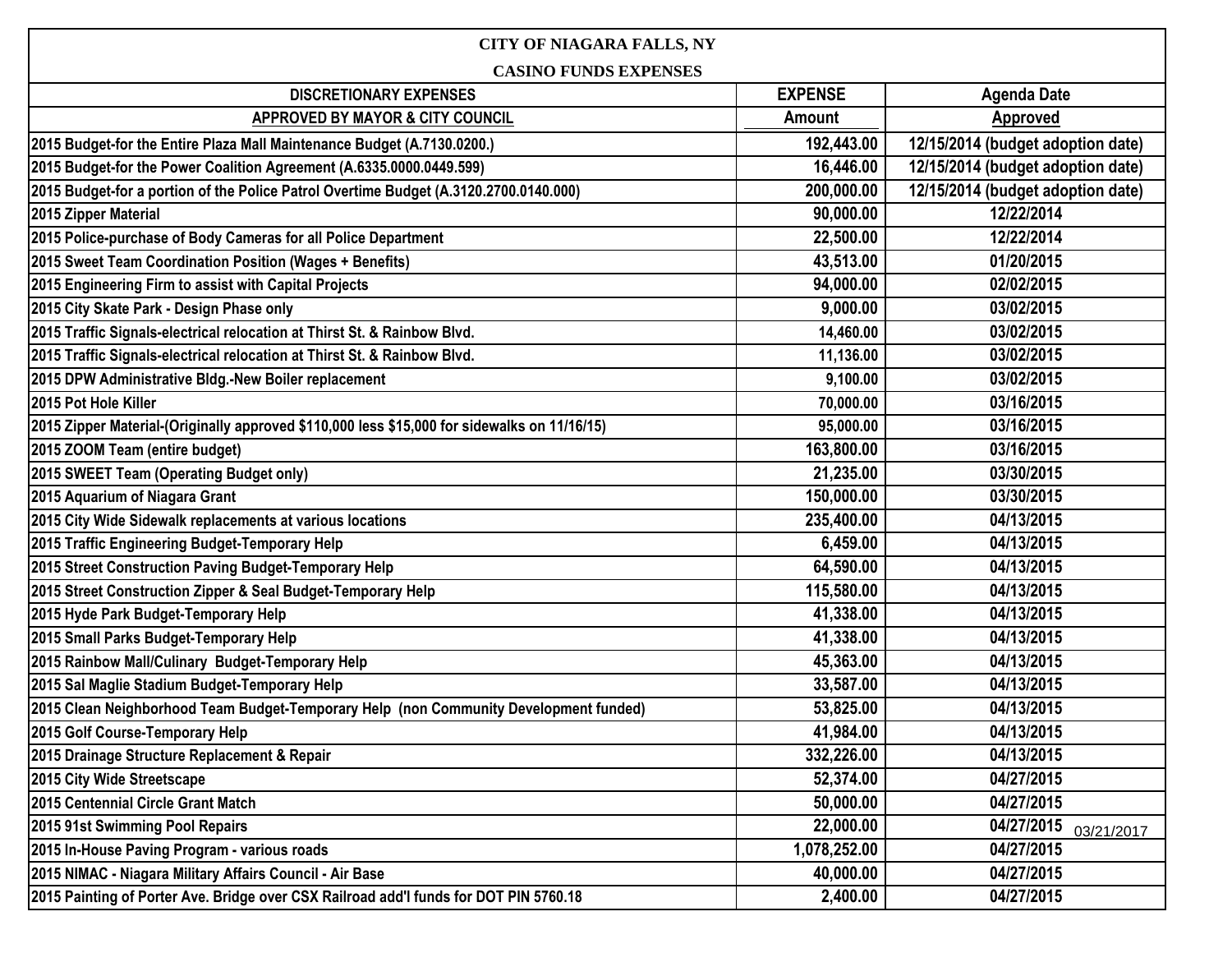**CITY OF NIAGARA FALLS, NY**

**CASINO FUNDS EXPENSES**

| DISCRETIONARY EXPENSES APPROVED BY MAYOR & CITY COUNCIL | EXPENSE Amount | Agenda Date Approved |
|---|---|---|
| 2015 Budget-for the Entire Plaza Mall Maintenance Budget (A.7130.0200.) | 192,443.00 | 12/15/2014 (budget adoption date) |
| 2015 Budget-for the Power Coalition Agreement (A.6335.0000.0449.599) | 16,446.00 | 12/15/2014 (budget adoption date) |
| 2015 Budget-for a portion of the Police Patrol Overtime Budget (A.3120.2700.0140.000) | 200,000.00 | 12/15/2014 (budget adoption date) |
| 2015 Zipper Material | 90,000.00 | 12/22/2014 |
| 2015 Police-purchase of Body Cameras for all Police Department | 22,500.00 | 12/22/2014 |
| 2015 Sweet Team Coordination Position (Wages + Benefits) | 43,513.00 | 01/20/2015 |
| 2015 Engineering Firm to assist with Capital Projects | 94,000.00 | 02/02/2015 |
| 2015 City Skate Park - Design Phase only | 9,000.00 | 03/02/2015 |
| 2015 Traffic Signals-electrical relocation at Thirst St. & Rainbow Blvd. | 14,460.00 | 03/02/2015 |
| 2015 Traffic Signals-electrical relocation at Thirst St. & Rainbow Blvd. | 11,136.00 | 03/02/2015 |
| 2015 DPW Administrative Bldg.-New Boiler replacement | 9,100.00 | 03/02/2015 |
| 2015 Pot Hole Killer | 70,000.00 | 03/16/2015 |
| 2015 Zipper Material-(Originally approved $110,000 less $15,000 for sidewalks on 11/16/15) | 95,000.00 | 03/16/2015 |
| 2015 ZOOM Team (entire budget) | 163,800.00 | 03/16/2015 |
| 2015 SWEET Team (Operating Budget only) | 21,235.00 | 03/30/2015 |
| 2015 Aquarium of Niagara Grant | 150,000.00 | 03/30/2015 |
| 2015 City Wide Sidewalk replacements at various locations | 235,400.00 | 04/13/2015 |
| 2015 Traffic Engineering Budget-Temporary Help | 6,459.00 | 04/13/2015 |
| 2015 Street Construction Paving Budget-Temporary Help | 64,590.00 | 04/13/2015 |
| 2015 Street Construction Zipper & Seal Budget-Temporary Help | 115,580.00 | 04/13/2015 |
| 2015 Hyde Park Budget-Temporary Help | 41,338.00 | 04/13/2015 |
| 2015 Small Parks Budget-Temporary Help | 41,338.00 | 04/13/2015 |
| 2015 Rainbow Mall/Culinary Budget-Temporary Help | 45,363.00 | 04/13/2015 |
| 2015 Sal Maglie Stadium Budget-Temporary Help | 33,587.00 | 04/13/2015 |
| 2015 Clean Neighborhood Team Budget-Temporary Help (non Community Development funded) | 53,825.00 | 04/13/2015 |
| 2015 Golf Course-Temporary Help | 41,984.00 | 04/13/2015 |
| 2015 Drainage Structure Replacement & Repair | 332,226.00 | 04/13/2015 |
| 2015 City Wide Streetscape | 52,374.00 | 04/27/2015 |
| 2015 Centennial Circle Grant Match | 50,000.00 | 04/27/2015 |
| 2015 91st Swimming Pool Repairs | 22,000.00 | 04/27/2015 |
| 2015 In-House Paving Program - various roads | 1,078,252.00 | 04/27/2015 |
| 2015 NIMAC - Niagara Military Affairs Council - Air Base | 40,000.00 | 04/27/2015 |
| 2015 Painting of Porter Ave. Bridge over CSX Railroad add'l funds for DOT PIN 5760.18 | 2,400.00 | 04/27/2015 |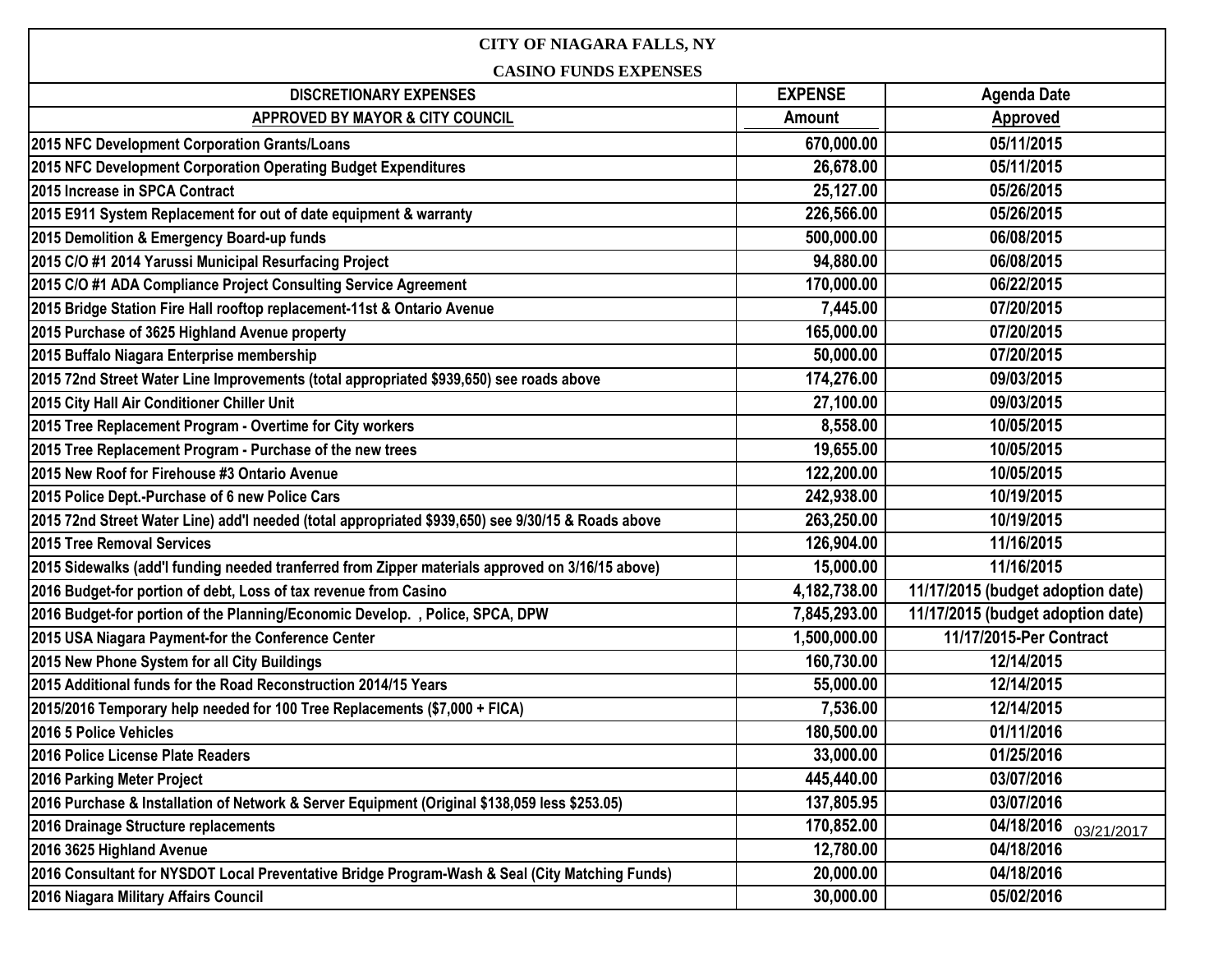CITY OF NIAGARA FALLS, NY

CASINO FUNDS EXPENSES

| DISCRETIONARY EXPENSES APPROVED BY MAYOR & CITY COUNCIL | EXPENSE Amount | Agenda Date Approved |
|---|---|---|
| 2015 NFC Development Corporation Grants/Loans | 670,000.00 | 05/11/2015 |
| 2015 NFC Development Corporation Operating Budget Expenditures | 26,678.00 | 05/11/2015 |
| 2015 Increase in SPCA Contract | 25,127.00 | 05/26/2015 |
| 2015 E911 System Replacement for out of date equipment & warranty | 226,566.00 | 05/26/2015 |
| 2015 Demolition & Emergency Board-up funds | 500,000.00 | 06/08/2015 |
| 2015 C/O #1 2014 Yarussi Municipal Resurfacing Project | 94,880.00 | 06/08/2015 |
| 2015 C/O #1 ADA Compliance Project Consulting Service Agreement | 170,000.00 | 06/22/2015 |
| 2015 Bridge Station Fire Hall rooftop replacement-11st & Ontario Avenue | 7,445.00 | 07/20/2015 |
| 2015 Purchase of 3625 Highland Avenue property | 165,000.00 | 07/20/2015 |
| 2015 Buffalo Niagara Enterprise membership | 50,000.00 | 07/20/2015 |
| 2015 72nd Street Water Line Improvements (total appropriated $939,650) see roads above | 174,276.00 | 09/03/2015 |
| 2015 City Hall Air Conditioner Chiller Unit | 27,100.00 | 09/03/2015 |
| 2015 Tree Replacement Program - Overtime for City workers | 8,558.00 | 10/05/2015 |
| 2015 Tree Replacement Program - Purchase of the new trees | 19,655.00 | 10/05/2015 |
| 2015 New Roof for Firehouse #3 Ontario Avenue | 122,200.00 | 10/05/2015 |
| 2015 Police Dept.-Purchase of 6 new Police Cars | 242,938.00 | 10/19/2015 |
| 2015 72nd Street Water Line) add'l needed (total appropriated $939,650) see 9/30/15 & Roads above | 263,250.00 | 10/19/2015 |
| 2015 Tree Removal Services | 126,904.00 | 11/16/2015 |
| 2015 Sidewalks (add'l funding needed tranferred from Zipper materials approved on 3/16/15 above) | 15,000.00 | 11/16/2015 |
| 2016 Budget-for portion of debt, Loss of tax revenue from Casino | 4,182,738.00 | 11/17/2015 (budget adoption date) |
| 2016 Budget-for portion of the Planning/Economic Develop. , Police, SPCA, DPW | 7,845,293.00 | 11/17/2015 (budget adoption date) |
| 2015 USA Niagara Payment-for the Conference Center | 1,500,000.00 | 11/17/2015-Per Contract |
| 2015 New Phone System for all City Buildings | 160,730.00 | 12/14/2015 |
| 2015 Additional funds for the Road Reconstruction 2014/15 Years | 55,000.00 | 12/14/2015 |
| 2015/2016 Temporary help needed for 100 Tree Replacements ($7,000 + FICA) | 7,536.00 | 12/14/2015 |
| 2016 5 Police Vehicles | 180,500.00 | 01/11/2016 |
| 2016 Police License Plate Readers | 33,000.00 | 01/25/2016 |
| 2016 Parking Meter Project | 445,440.00 | 03/07/2016 |
| 2016 Purchase & Installation of Network & Server Equipment (Original $138,059 less $253.05) | 137,805.95 | 03/07/2016 |
| 2016 Drainage Structure replacements | 170,852.00 | 04/18/2016 03/21/2017 |
| 2016 3625 Highland Avenue | 12,780.00 | 04/18/2016 |
| 2016 Consultant for NYSDOT Local Preventative Bridge Program-Wash & Seal (City Matching Funds) | 20,000.00 | 04/18/2016 |
| 2016 Niagara Military Affairs Council | 30,000.00 | 05/02/2016 |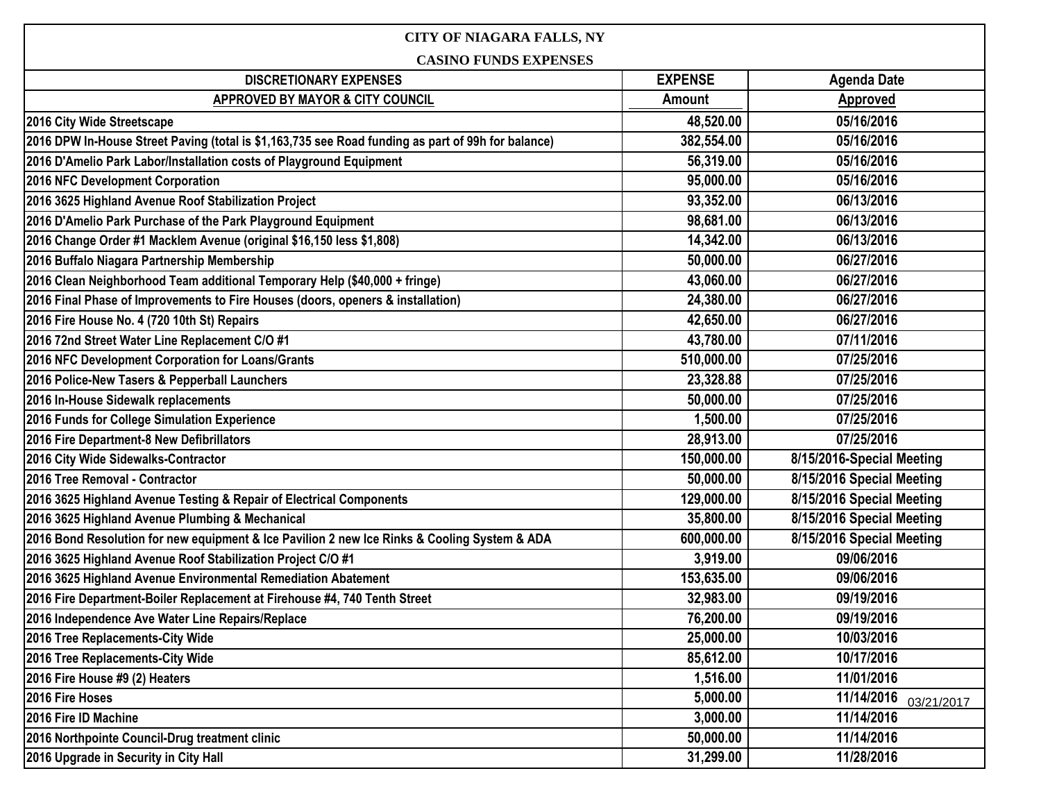# CITY OF NIAGARA FALLS, NY

## CASINO FUNDS EXPENSES

| DISCRETIONARY EXPENSES APPROVED BY MAYOR & CITY COUNCIL | EXPENSE Amount | Agenda Date Approved |
|---|---|---|
| 2016 City Wide Streetscape | 48,520.00 | 05/16/2016 |
| 2016 DPW In-House Street Paving (total is $1,163,735 see Road funding as part of 99h for balance) | 382,554.00 | 05/16/2016 |
| 2016 D'Amelio Park Labor/Installation costs of Playground Equipment | 56,319.00 | 05/16/2016 |
| 2016 NFC Development Corporation | 95,000.00 | 05/16/2016 |
| 2016 3625 Highland Avenue Roof Stabilization Project | 93,352.00 | 06/13/2016 |
| 2016 D'Amelio Park Purchase of the Park Playground Equipment | 98,681.00 | 06/13/2016 |
| 2016 Change Order #1 Macklem Avenue (original $16,150 less $1,808) | 14,342.00 | 06/13/2016 |
| 2016 Buffalo Niagara Partnership Membership | 50,000.00 | 06/27/2016 |
| 2016 Clean Neighborhood Team additional Temporary Help ($40,000 + fringe) | 43,060.00 | 06/27/2016 |
| 2016 Final Phase of Improvements to Fire Houses (doors, openers & installation) | 24,380.00 | 06/27/2016 |
| 2016 Fire House No. 4 (720 10th St) Repairs | 42,650.00 | 06/27/2016 |
| 2016 72nd Street Water Line Replacement C/O #1 | 43,780.00 | 07/11/2016 |
| 2016 NFC Development Corporation for Loans/Grants | 510,000.00 | 07/25/2016 |
| 2016 Police-New Tasers & Pepperball Launchers | 23,328.88 | 07/25/2016 |
| 2016 In-House Sidewalk replacements | 50,000.00 | 07/25/2016 |
| 2016 Funds for College Simulation Experience | 1,500.00 | 07/25/2016 |
| 2016 Fire Department-8 New Defibrillators | 28,913.00 | 07/25/2016 |
| 2016 City Wide Sidewalks-Contractor | 150,000.00 | 8/15/2016-Special Meeting |
| 2016 Tree Removal - Contractor | 50,000.00 | 8/15/2016 Special Meeting |
| 2016 3625 Highland Avenue Testing & Repair of Electrical Components | 129,000.00 | 8/15/2016 Special Meeting |
| 2016 3625 Highland Avenue Plumbing & Mechanical | 35,800.00 | 8/15/2016 Special Meeting |
| 2016 Bond Resolution for new equipment & Ice Pavilion 2 new Ice Rinks & Cooling System & ADA | 600,000.00 | 8/15/2016 Special Meeting |
| 2016 3625 Highland Avenue Roof Stabilization Project C/O #1 | 3,919.00 | 09/06/2016 |
| 2016 3625 Highland Avenue Environmental Remediation Abatement | 153,635.00 | 09/06/2016 |
| 2016 Fire Department-Boiler Replacement at Firehouse #4, 740 Tenth Street | 32,983.00 | 09/19/2016 |
| 2016 Independence Ave Water Line Repairs/Replace | 76,200.00 | 09/19/2016 |
| 2016 Tree Replacements-City Wide | 25,000.00 | 10/03/2016 |
| 2016 Tree Replacements-City Wide | 85,612.00 | 10/17/2016 |
| 2016 Fire House #9 (2) Heaters | 1,516.00 | 11/01/2016 |
| 2016 Fire Hoses | 5,000.00 | 11/14/2016 03/21/2017 |
| 2016 Fire ID Machine | 3,000.00 | 11/14/2016 |
| 2016 Northpointe Council-Drug treatment clinic | 50,000.00 | 11/14/2016 |
| 2016 Upgrade in Security in City Hall | 31,299.00 | 11/28/2016 |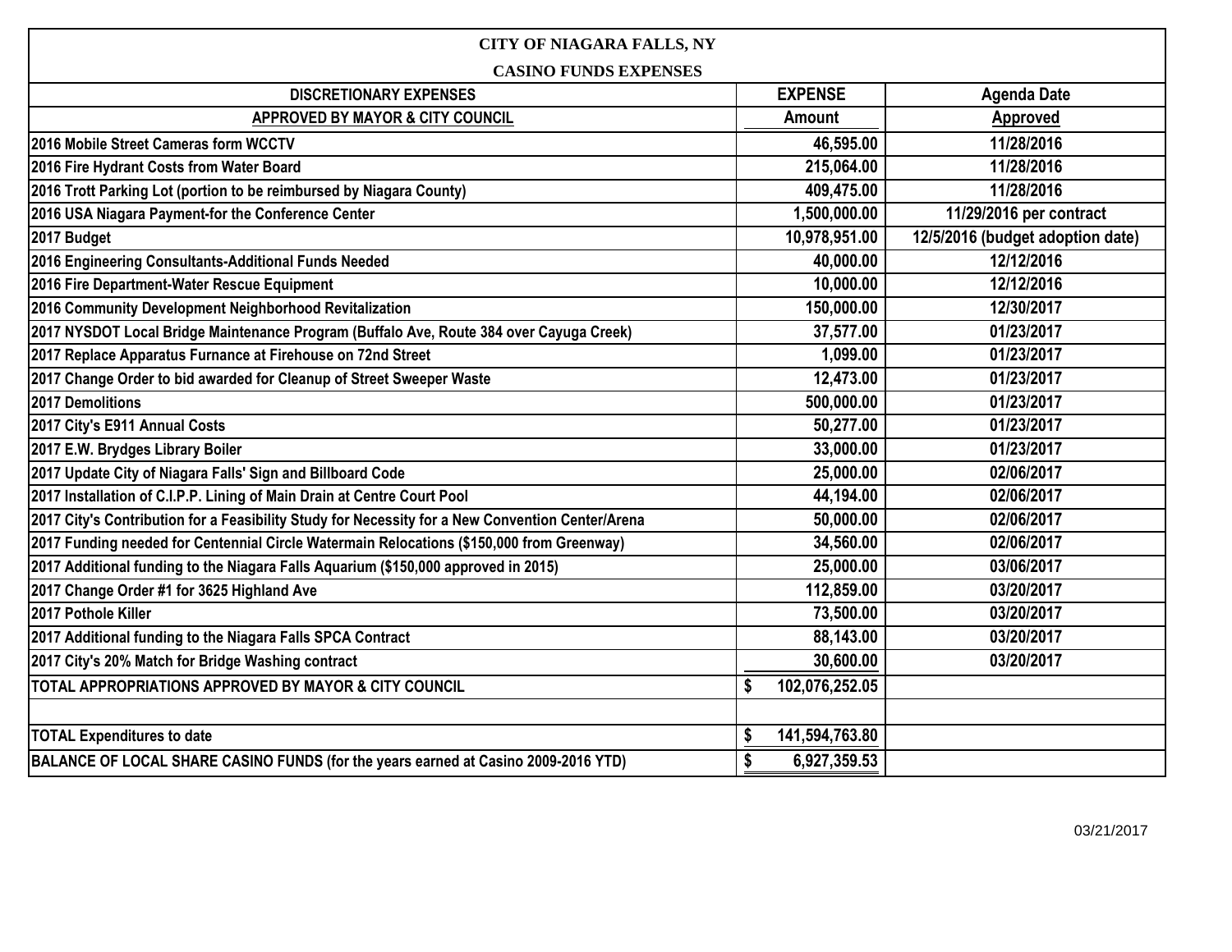## CITY OF NIAGARA FALLS, NY

### CASINO FUNDS EXPENSES

| DISCRETIONARY EXPENSES | EXPENSE | Agenda Date |
|---|---|---|
| APPROVED BY MAYOR & CITY COUNCIL | Amount | Approved |
| 2016 Mobile Street Cameras form WCCTV | 46,595.00 | 11/28/2016 |
| 2016 Fire Hydrant Costs from Water Board | 215,064.00 | 11/28/2016 |
| 2016 Trott Parking Lot (portion to be reimbursed by Niagara County) | 409,475.00 | 11/28/2016 |
| 2016 USA Niagara Payment-for the Conference Center | 1,500,000.00 | 11/29/2016 per contract |
| 2017 Budget | 10,978,951.00 | 12/5/2016 (budget adoption date) |
| 2016 Engineering Consultants-Additional Funds Needed | 40,000.00 | 12/12/2016 |
| 2016 Fire Department-Water Rescue Equipment | 10,000.00 | 12/12/2016 |
| 2016 Community Development Neighborhood Revitalization | 150,000.00 | 12/30/2017 |
| 2017 NYSDOT Local Bridge Maintenance Program (Buffalo Ave, Route 384 over Cayuga Creek) | 37,577.00 | 01/23/2017 |
| 2017 Replace Apparatus Furnance at Firehouse on 72nd Street | 1,099.00 | 01/23/2017 |
| 2017 Change Order to bid awarded for Cleanup of Street Sweeper Waste | 12,473.00 | 01/23/2017 |
| 2017 Demolitions | 500,000.00 | 01/23/2017 |
| 2017 City's E911 Annual Costs | 50,277.00 | 01/23/2017 |
| 2017 E.W. Brydges Library Boiler | 33,000.00 | 01/23/2017 |
| 2017 Update City of Niagara Falls' Sign and Billboard Code | 25,000.00 | 02/06/2017 |
| 2017 Installation of C.I.P.P. Lining of Main Drain at Centre Court Pool | 44,194.00 | 02/06/2017 |
| 2017 City's Contribution for a Feasibility Study for Necessity for a New Convention Center/Arena | 50,000.00 | 02/06/2017 |
| 2017 Funding needed for Centennial Circle Watermain Relocations ($150,000 from Greenway) | 34,560.00 | 02/06/2017 |
| 2017 Additional funding to the Niagara Falls Aquarium ($150,000 approved in 2015) | 25,000.00 | 03/06/2017 |
| 2017 Change Order #1 for 3625 Highland Ave | 112,859.00 | 03/20/2017 |
| 2017 Pothole Killer | 73,500.00 | 03/20/2017 |
| 2017 Additional funding to the Niagara Falls SPCA Contract | 88,143.00 | 03/20/2017 |
| 2017 City's 20% Match for Bridge Washing contract | 30,600.00 | 03/20/2017 |
| TOTAL APPROPRIATIONS APPROVED BY MAYOR & CITY COUNCIL | $ 102,076,252.05 | |
| | | |
| TOTAL Expenditures to date | $ 141,594,763.80 | |
| BALANCE OF LOCAL SHARE CASINO FUNDS (for the years earned at Casino 2009-2016 YTD) | $ 6,927,359.53 | |

03/21/2017